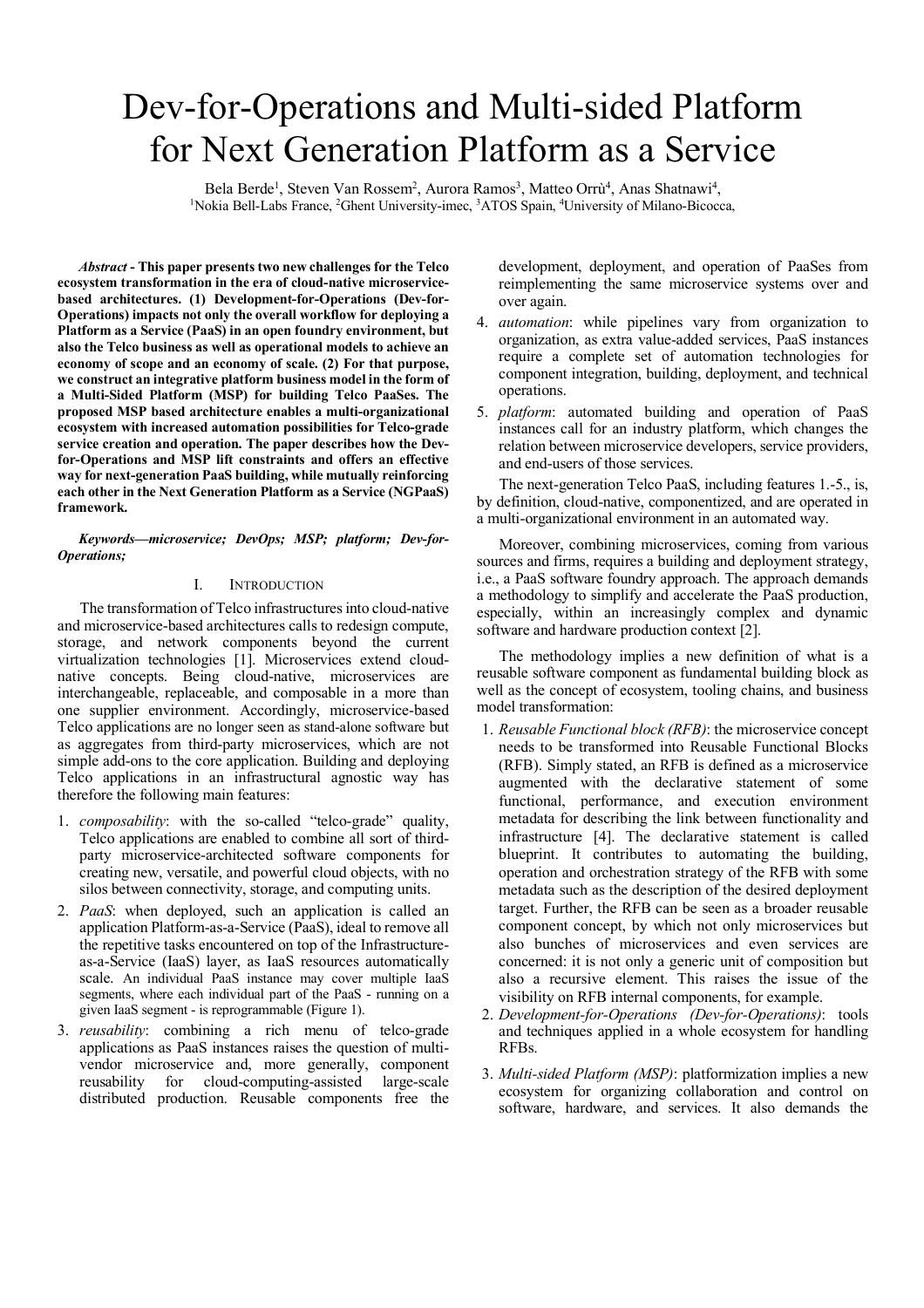# Dev-for-Operations and Multi-sided Platform for Next Generation Platform as a Service

Bela Berde[1], Steven Van Rossem[2], Aurora Ramos[3], Matteo Orrù[4], Anas Shatnawi[4],
[1]Nokia Bell-Labs France, [2]Ghent University-imec, [3]ATOS Spain, [4]University of Milano-Bicocca,

***Abstract* - This paper presents two new challenges for the Telco ecosystem transformation in the era of cloud-native microservice-based architectures. (1) Development-for-Operations (Dev-for-Operations) impacts not only the overall workflow for deploying a Platform as a Service (PaaS) in an open foundry environment, but also the Telco business as well as operational models to achieve an economy of scope and an economy of scale. (2) For that purpose, we construct an integrative platform business model in the form of a Multi-Sided Platform (MSP) for building Telco PaaSes. The proposed MSP based architecture enables a multi-organizational ecosystem with increased automation possibilities for Telco-grade service creation and operation. The paper describes how the Dev-for-Operations and MSP lift constraints and offers an effective way for next-generation PaaS building, while mutually reinforcing each other in the Next Generation Platform as a Service (NGPaaS) framework.**

***Keywords—microservice; DevOps; MSP; platform; Dev-for-Operations;***

## I. Introduction

The transformation of Telco infrastructures into cloud-native and microservice-based architectures calls to redesign compute, storage, and network components beyond the current virtualization technologies [1]. Microservices extend cloud-native concepts. Being cloud-native, microservices are interchangeable, replaceable, and composable in a more than one supplier environment. Accordingly, microservice-based Telco applications are no longer seen as stand-alone software but as aggregates from third-party microservices, which are not simple add-ons to the core application. Building and deploying Telco applications in an infrastructural agnostic way has therefore the following main features:

1. *composability*: with the so-called "telco-grade" quality, Telco applications are enabled to combine all sort of third-party microservice-architected software components for creating new, versatile, and powerful cloud objects, with no silos between connectivity, storage, and computing units.
2. *PaaS*: when deployed, such an application is called an application Platform-as-a-Service (PaaS), ideal to remove all the repetitive tasks encountered on top of the Infrastructure-as-a-Service (IaaS) layer, as IaaS resources automatically scale. An individual PaaS instance may cover multiple IaaS segments, where each individual part of the PaaS - running on a given IaaS segment - is reprogrammable (Figure 1).
3. *reusability*: combining a rich menu of telco-grade applications as PaaS instances raises the question of multi-vendor microservice and, more generally, component reusability for cloud-computing-assisted large-scale distributed production. Reusable components free the development, deployment, and operation of PaaSes from reimplementing the same microservice systems over and over again.
4. *automation*: while pipelines vary from organization to organization, as extra value-added services, PaaS instances require a complete set of automation technologies for component integration, building, deployment, and technical operations.
5. *platform*: automated building and operation of PaaS instances call for an industry platform, which changes the relation between microservice developers, service providers, and end-users of those services.

The next-generation Telco PaaS, including features 1.-5., is, by definition, cloud-native, componentized, and are operated in a multi-organizational environment in an automated way.

Moreover, combining microservices, coming from various sources and firms, requires a building and deployment strategy, i.e., a PaaS software foundry approach. The approach demands a methodology to simplify and accelerate the PaaS production, especially, within an increasingly complex and dynamic software and hardware production context [2].

The methodology implies a new definition of what is a reusable software component as fundamental building block as well as the concept of ecosystem, tooling chains, and business model transformation:

1. *Reusable Functional block (RFB)*: the microservice concept needs to be transformed into Reusable Functional Blocks (RFB). Simply stated, an RFB is defined as a microservice augmented with the declarative statement of some functional, performance, and execution environment metadata for describing the link between functionality and infrastructure [4]. The declarative statement is called blueprint. It contributes to automating the building, operation and orchestration strategy of the RFB with some metadata such as the description of the desired deployment target. Further, the RFB can be seen as a broader reusable component concept, by which not only microservices but also bunches of microservices and even services are concerned: it is not only a generic unit of composition but also a recursive element. This raises the issue of the visibility on RFB internal components, for example.
2. *Development-for-Operations (Dev-for-Operations)*: tools and techniques applied in a whole ecosystem for handling RFBs.
3. *Multi-sided Platform (MSP)*: platformization implies a new ecosystem for organizing collaboration and control on software, hardware, and services. It also demands the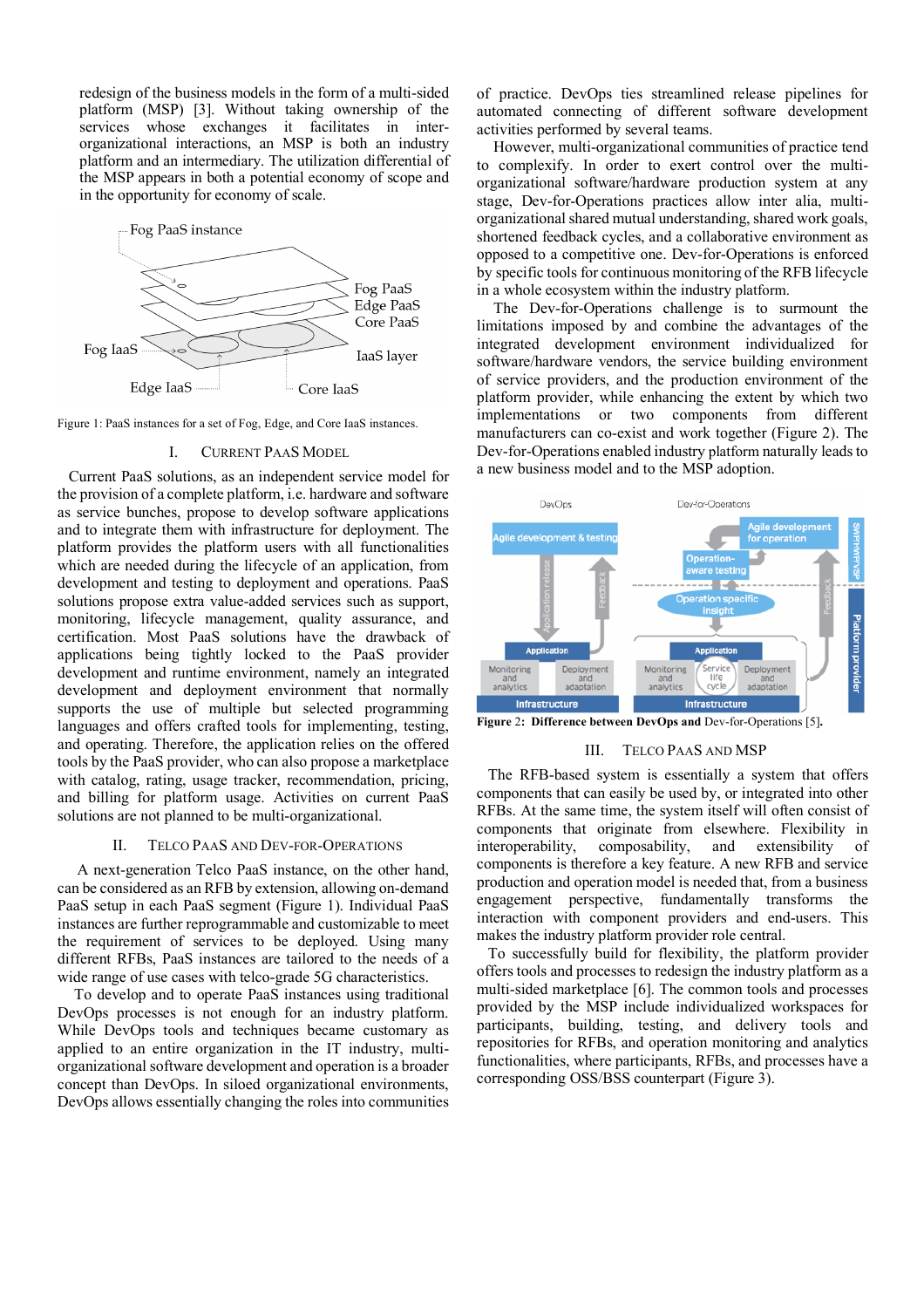redesign of the business models in the form of a multi-sided platform (MSP) [3]. Without taking ownership of the services whose exchanges it facilitates in inter-organizational interactions, an MSP is both an industry platform and an intermediary. The utilization differential of the MSP appears in both a potential economy of scope and in the opportunity for economy of scale.

Figure 1: PaaS instances for a set of Fog, Edge, and Core IaaS instances.

## I. Current PaaS Model

Current PaaS solutions, as an independent service model for the provision of a complete platform, i.e. hardware and software as service bunches, propose to develop software applications and to integrate them with infrastructure for deployment. The platform provides the platform users with all functionalities which are needed during the lifecycle of an application, from development and testing to deployment and operations. PaaS solutions propose extra value-added services such as support, monitoring, lifecycle management, quality assurance, and certification. Most PaaS solutions have the drawback of applications being tightly locked to the PaaS provider development and runtime environment, namely an integrated development and deployment environment that normally supports the use of multiple but selected programming languages and offers crafted tools for implementing, testing, and operating. Therefore, the application relies on the offered tools by the PaaS provider, who can also propose a marketplace with catalog, rating, usage tracker, recommendation, pricing, and billing for platform usage. Activities on current PaaS solutions are not planned to be multi-organizational.

## II. Telco PaaS and Dev-for-Operations

A next-generation Telco PaaS instance, on the other hand, can be considered as an RFB by extension, allowing on-demand PaaS setup in each PaaS segment (Figure 1). Individual PaaS instances are further reprogrammable and customizable to meet the requirement of services to be deployed. Using many different RFBs, PaaS instances are tailored to the needs of a wide range of use cases with telco-grade 5G characteristics.

To develop and to operate PaaS instances using traditional DevOps processes is not enough for an industry platform. While DevOps tools and techniques became customary as applied to an entire organization in the IT industry, multi-organizational software development and operation is a broader concept than DevOps. In siloed organizational environments, DevOps allows essentially changing the roles into communities of practice. DevOps ties streamlined release pipelines for automated connecting of different software development activities performed by several teams.

However, multi-organizational communities of practice tend to complexify. In order to exert control over the multi-organizational software/hardware production system at any stage, Dev-for-Operations practices allow inter alia, multi-organizational shared mutual understanding, shared work goals, shortened feedback cycles, and a collaborative environment as opposed to a competitive one. Dev-for-Operations is enforced by specific tools for continuous monitoring of the RFB lifecycle in a whole ecosystem within the industry platform.

The Dev-for-Operations challenge is to surmount the limitations imposed by and combine the advantages of the integrated development environment individualized for software/hardware vendors, the service building environment of service providers, and the production environment of the platform provider, while enhancing the extent by which two implementations or two components from different manufacturers can co-exist and work together (Figure 2). The Dev-for-Operations enabled industry platform naturally leads to a new business model and to the MSP adoption.

**Figure 2: Difference between DevOps and** Dev-for-Operations [5]**.**

## III. Telco PaaS and MSP

The RFB-based system is essentially a system that offers components that can easily be used by, or integrated into other RFBs. At the same time, the system itself will often consist of components that originate from elsewhere. Flexibility in interoperability, composability, and extensibility of components is therefore a key feature. A new RFB and service production and operation model is needed that, from a business engagement perspective, fundamentally transforms the interaction with component providers and end-users. This makes the industry platform provider role central.

To successfully build for flexibility, the platform provider offers tools and processes to redesign the industry platform as a multi-sided marketplace [6]. The common tools and processes provided by the MSP include individualized workspaces for participants, building, testing, and delivery tools and repositories for RFBs, and operation monitoring and analytics functionalities, where participants, RFBs, and processes have a corresponding OSS/BSS counterpart (Figure 3).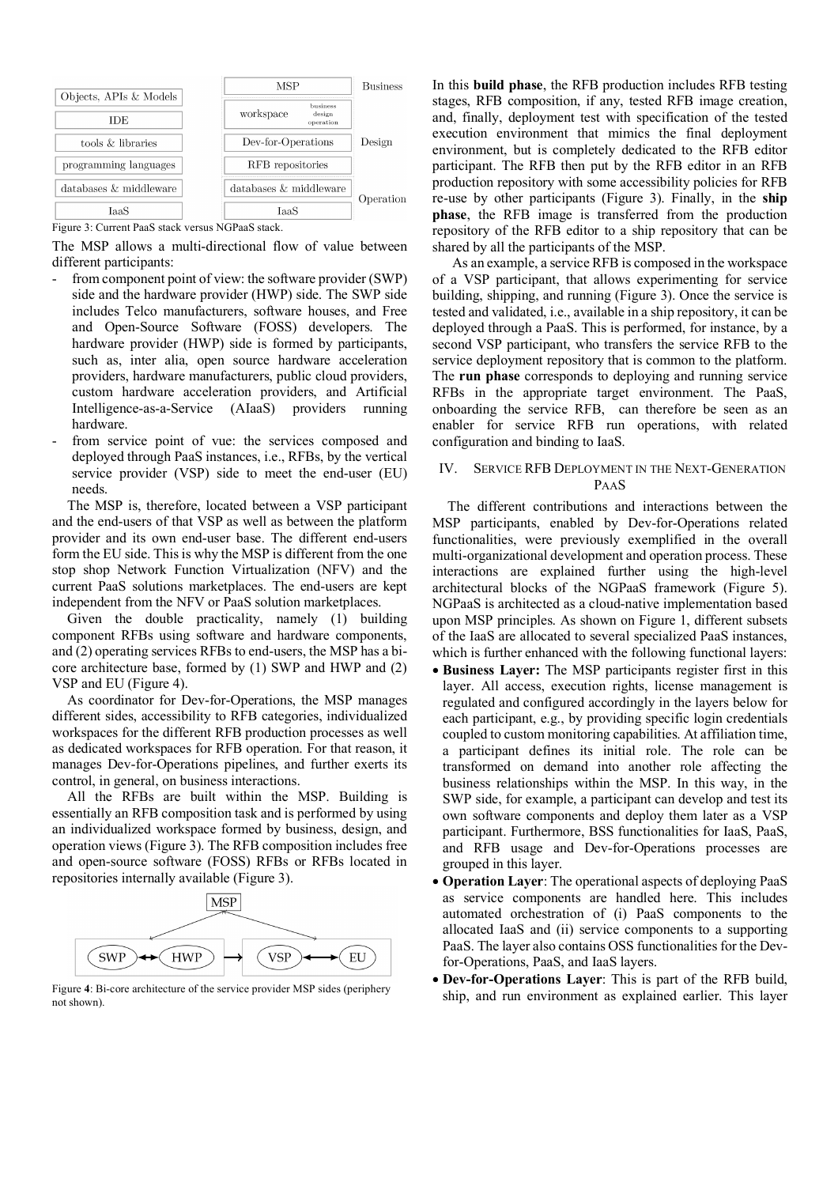Objects, APIs & Models
IDE
tools & libraries
programming languages
databases & middleware
IaaS

MSP
workspace
business
design
operation
Dev-for-Operations
RFB repositories
databases & middleware
IaaS

Business
Design
Operation

Figure 3: Current PaaS stack versus NGPaaS stack.

The MSP allows a multi-directional flow of value between different participants:

- from component point of view: the software provider (SWP) side and the hardware provider (HWP) side. The SWP side includes Telco manufacturers, software houses, and Free and Open-Source Software (FOSS) developers. The hardware provider (HWP) side is formed by participants, such as, inter alia, open source hardware acceleration providers, hardware manufacturers, public cloud providers, custom hardware acceleration providers, and Artificial Intelligence-as-a-Service (AIaaS) providers running hardware.
- from service point of vue: the services composed and deployed through PaaS instances, i.e., RFBs, by the vertical service provider (VSP) side to meet the end-user (EU) needs.

The MSP is, therefore, located between a VSP participant and the end-users of that VSP as well as between the platform provider and its own end-user base. The different end-users form the EU side. This is why the MSP is different from the one stop shop Network Function Virtualization (NFV) and the current PaaS solutions marketplaces. The end-users are kept independent from the NFV or PaaS solution marketplaces.

Given the double practicality, namely (1) building component RFBs using software and hardware components, and (2) operating services RFBs to end-users, the MSP has a bi-core architecture base, formed by (1) SWP and HWP and (2) VSP and EU (Figure 4).

As coordinator for Dev-for-Operations, the MSP manages different sides, accessibility to RFB categories, individualized workspaces for the different RFB production processes as well as dedicated workspaces for RFB operation. For that reason, it manages Dev-for-Operations pipelines, and further exerts its control, in general, on business interactions.

All the RFBs are built within the MSP. Building is essentially an RFB composition task and is performed by using an individualized workspace formed by business, design, and operation views (Figure 3). The RFB composition includes free and open-source software (FOSS) RFBs or RFBs located in repositories internally available (Figure 3).

MSP
SWP
HWP
VSP
EU

Figure 4: Bi-core architecture of the service provider MSP sides (periphery not shown).

In this **build phase**, the RFB production includes RFB testing stages, RFB composition, if any, tested RFB image creation, and, finally, deployment test with specification of the tested execution environment that mimics the final deployment environment, but is completely dedicated to the RFB editor participant. The RFB then put by the RFB editor in an RFB production repository with some accessibility policies for RFB re-use by other participants (Figure 3). Finally, in the **ship phase**, the RFB image is transferred from the production repository of the RFB editor to a ship repository that can be shared by all the participants of the MSP.

As an example, a service RFB is composed in the workspace of a VSP participant, that allows experimenting for service building, shipping, and running (Figure 3). Once the service is tested and validated, i.e., available in a ship repository, it can be deployed through a PaaS. This is performed, for instance, by a second VSP participant, who transfers the service RFB to the service deployment repository that is common to the platform. The **run phase** corresponds to deploying and running service RFBs in the appropriate target environment. The PaaS, onboarding the service RFB, can therefore be seen as an enabler for service RFB run operations, with related configuration and binding to IaaS.

## IV. Service RFB Deployment in the Next-Generation PaaS

The different contributions and interactions between the MSP participants, enabled by Dev-for-Operations related functionalities, were previously exemplified in the overall multi-organizational development and operation process. These interactions are explained further using the high-level architectural blocks of the NGPaaS framework (Figure 5). NGPaaS is architected as a cloud-native implementation based upon MSP principles. As shown on Figure 1, different subsets of the IaaS are allocated to several specialized PaaS instances, which is further enhanced with the following functional layers:

- **Business Layer:** The MSP participants register first in this layer. All access, execution rights, license management is regulated and configured accordingly in the layers below for each participant, e.g., by providing specific login credentials coupled to custom monitoring capabilities. At affiliation time, a participant defines its initial role. The role can be transformed on demand into another role affecting the business relationships within the MSP. In this way, in the SWP side, for example, a participant can develop and test its own software components and deploy them later as a VSP participant. Furthermore, BSS functionalities for IaaS, PaaS, and RFB usage and Dev-for-Operations processes are grouped in this layer.
- **Operation Layer**: The operational aspects of deploying PaaS as service components are handled here. This includes automated orchestration of (i) PaaS components to the allocated IaaS and (ii) service components to a supporting PaaS. The layer also contains OSS functionalities for the Dev-for-Operations, PaaS, and IaaS layers.
- **Dev-for-Operations Layer**: This is part of the RFB build, ship, and run environment as explained earlier. This layer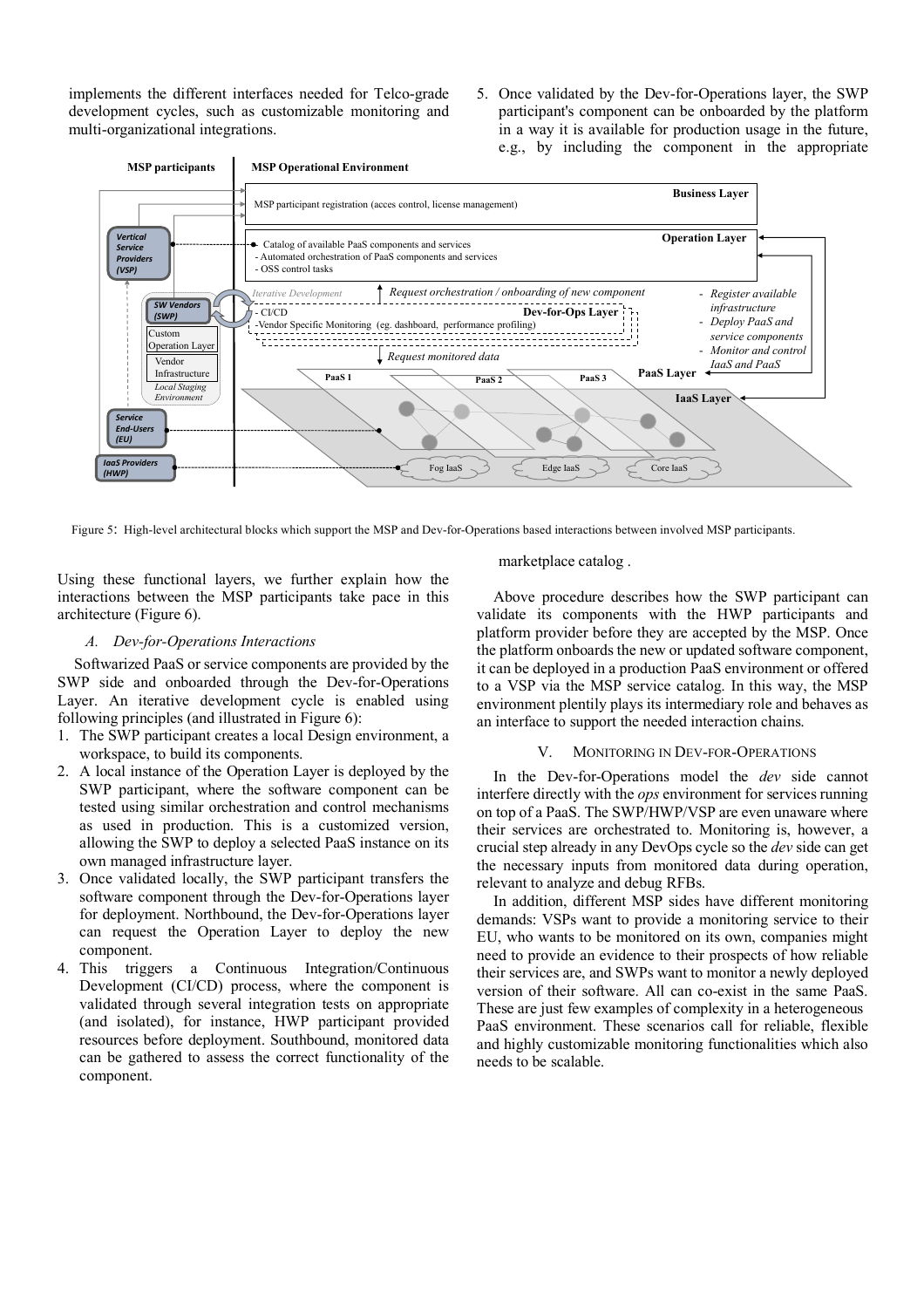implements the different interfaces needed for Telco-grade development cycles, such as customizable monitoring and multi-organizational integrations.

MSP participants

MSP Operational Environment

Business Layer

MSP participant registration (acces control, license management)

Vertical Service Providers (VSP)

Operation Layer

- Catalog of available PaaS components and services
- Automated orchestration of PaaS components and services
- OSS control tasks

Iterative Development

Request orchestration / onboarding of new component

SW Vendors (SWP)

Custom Operation Layer

Vendor Infrastructure

Local Staging Environment

- CI/CD
- Vendor Specific Monitoring (eg. dashboard, performance profiling)

Dev-for-Ops Layer

Request monitored data

- Register available infrastructure
- Deploy PaaS and service components
- Monitor and control IaaS and PaaS

PaaS 1

PaaS 2

PaaS 3

PaaS Layer

IaaS Layer

Service End-Users (EU)

IaaS Providers (HWP)

Fog IaaS

Edge IaaS

Core IaaS

Figure 5: High-level architectural blocks which support the MSP and Dev-for-Operations based interactions between involved MSP participants.

Using these functional layers, we further explain how the interactions between the MSP participants take pace in this architecture (Figure 6).

### *A. Dev-for-Operations Interactions*

Softwarized PaaS or service components are provided by the SWP side and onboarded through the Dev-for-Operations Layer. An iterative development cycle is enabled using following principles (and illustrated in Figure 6):

1. The SWP participant creates a local Design environment, a workspace, to build its components.
2. A local instance of the Operation Layer is deployed by the SWP participant, where the software component can be tested using similar orchestration and control mechanisms as used in production. This is a customized version, allowing the SWP to deploy a selected PaaS instance on its own managed infrastructure layer.
3. Once validated locally, the SWP participant transfers the software component through the Dev-for-Operations layer for deployment. Northbound, the Dev-for-Operations layer can request the Operation Layer to deploy the new component.
4. This triggers a Continuous Integration/Continuous Development (CI/CD) process, where the component is validated through several integration tests on appropriate (and isolated), for instance, HWP participant provided resources before deployment. Southbound, monitored data can be gathered to assess the correct functionality of the component.
5. Once validated by the Dev-for-Operations layer, the SWP participant's component can be onboarded by the platform in a way it is available for production usage in the future, e.g., by including the component in the appropriate marketplace catalog .

Above procedure describes how the SWP participant can validate its components with the HWP participants and platform provider before they are accepted by the MSP. Once the platform onboards the new or updated software component, it can be deployed in a production PaaS environment or offered to a VSP via the MSP service catalog. In this way, the MSP environment plentily plays its intermediary role and behaves as an interface to support the needed interaction chains.

## V. MONITORING IN DEV-FOR-OPERATIONS

In the Dev-for-Operations model the *dev* side cannot interfere directly with the *ops* environment for services running on top of a PaaS. The SWP/HWP/VSP are even unaware where their services are orchestrated to. Monitoring is, however, a crucial step already in any DevOps cycle so the *dev* side can get the necessary inputs from monitored data during operation, relevant to analyze and debug RFBs.

In addition, different MSP sides have different monitoring demands: VSPs want to provide a monitoring service to their EU, who wants to be monitored on its own, companies might need to provide an evidence to their prospects of how reliable their services are, and SWPs want to monitor a newly deployed version of their software. All can co-exist in the same PaaS. These are just few examples of complexity in a heterogeneous PaaS environment. These scenarios call for reliable, flexible and highly customizable monitoring functionalities which also needs to be scalable.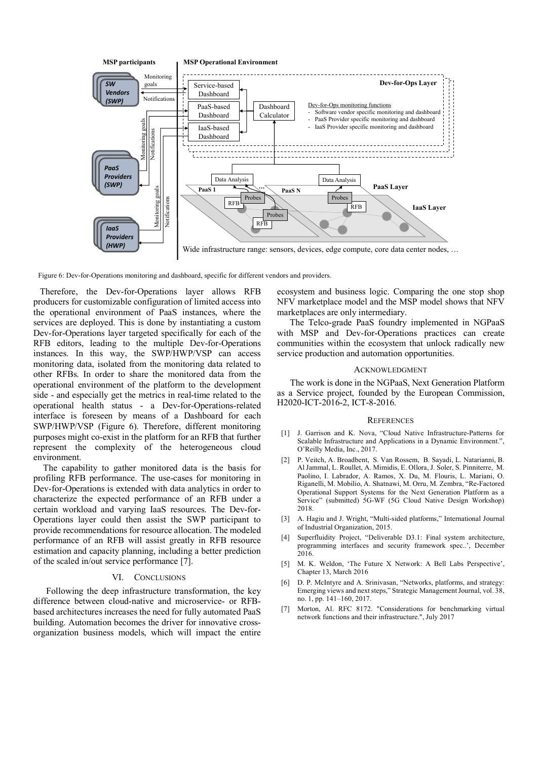MSP participants

MSP Operational Environment

SW Vendors (SWP)

Monitoring goals

Notifications

Service-based Dashboard

PaaS-based Dashboard

IaaS-based Dashboard

Dashboard Calculator

Dev-for-Ops Layer

Dev-for-Ops monitoring functions
- Software vendor specific monitoring and dashboard
- PaaS Provider specific monitoring and dashboard
- IaaS Provider specific monitoring and dashboard

PaaS Providers (SWP)

Monitoring goals

Notifications

Data Analysis

Data Analysis

PaaS 1

…

PaaS N

PaaS Layer

RFB

Probes

Probes

RFB

Probes

RFB

IaaS Layer

IaaS Providers (HWP)

Monitoring goals

Notifications

Wide infrastructure range: sensors, devices, edge compute, core data center nodes, …

Figure 6: Dev-for-Operations monitoring and dashboard, specific for different vendors and providers.

Therefore, the Dev-for-Operations layer allows RFB producers for customizable configuration of limited access into the operational environment of PaaS instances, where the services are deployed. This is done by instantiating a custom Dev-for-Operations layer targeted specifically for each of the RFB editors, leading to the multiple Dev-for-Operations instances. In this way, the SWP/HWP/VSP can access monitoring data, isolated from the monitoring data related to other RFBs. In order to share the monitored data from the operational environment of the platform to the development side - and especially get the metrics in real-time related to the operational health status - a Dev-for-Operations-related interface is foreseen by means of a Dashboard for each SWP/HWP/VSP (Figure 6). Therefore, different monitoring purposes might co-exist in the platform for an RFB that further represent the complexity of the heterogeneous cloud environment.

The capability to gather monitored data is the basis for profiling RFB performance. The use-cases for monitoring in Dev-for-Operations is extended with data analytics in order to characterize the expected performance of an RFB under a certain workload and varying IaaS resources. The Dev-for-Operations layer could then assist the SWP participant to provide recommendations for resource allocation. The modeled performance of an RFB will assist greatly in RFB resource estimation and capacity planning, including a better prediction of the scaled in/out service performance [7].

## VI. CONCLUSIONS

Following the deep infrastructure transformation, the key difference between cloud-native and microservice- or RFB-based architectures increases the need for fully automated PaaS building. Automation becomes the driver for innovative cross-organization business models, which will impact the entire ecosystem and business logic. Comparing the one stop shop NFV marketplace model and the MSP model shows that NFV marketplaces are only intermediary.

The Telco-grade PaaS foundry implemented in NGPaaS with MSP and Dev-for-Operations practices can create communities within the ecosystem that unlock radically new service production and automation opportunities.

## ACKNOWLEDGMENT

The work is done in the NGPaaS, Next Generation Platform as a Service project, founded by the European Commission, H2020-ICT-2016-2, ICT-8-2016.

## REFERENCES

[1] J. Garrison and K. Nova, "Cloud Native Infrastructure-Patterns for Scalable Infrastructure and Applications in a Dynamic Environment.", O'Reilly Media, Inc., 2017.

[2] P. Veitch, A. Broadbent, S. Van Rossem, B. Sayadi, L. Natarianni, B. Al Jammal, L. Roullet, A. Mimidis, E. Ollora, J. Soler, S. Pinniterre, M. Paolino, I. Labrador, A. Ramos, X. Du, M. Flouris, L. Mariani, O. Riganelli, M. Mobilio, A. Shatnawi, M. Orru, M. Zembra, "Re-Factored Operational Support Systems for the Next Generation Platform as a Service" (submitted) 5G-WF (5G Cloud Native Design Workshop) 2018.

[3] A. Hagiu and J. Wright, "Multi-sided platforms," International Journal of Industrial Organization, 2015.

[4] Superfluidity Project, "Deliverable D3.1: Final system architecture, programming interfaces and security framework spec..', December 2016.

[5] M. K. Weldon, 'The Future X Network: A Bell Labs Perspective', Chapter 13, March 2016

[6] D. P. McIntyre and A. Srinivasan, "Networks, platforms, and strategy: Emerging views and next steps," Strategic Management Journal, vol. 38, no. 1, pp. 141–160, 2017.

[7] Morton, Al. RFC 8172. "Considerations for benchmarking virtual network functions and their infrastructure.", July 2017